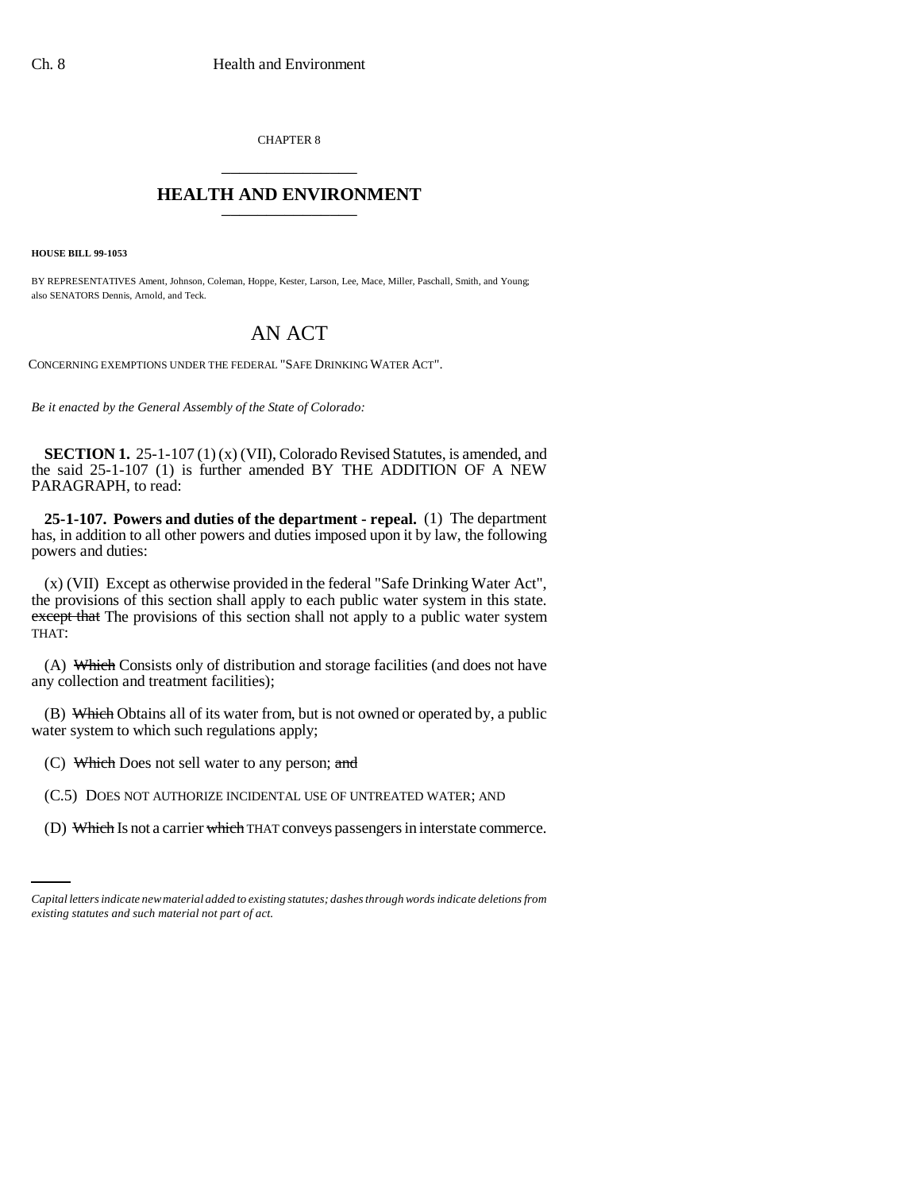CHAPTER 8

# HEALTH AND ENVIRONMENT

**HOUSE BILL 99-1053**

BY REPRESENTATIVES Ament, Johnson, Coleman, Hoppe, Kester, Larson, Lee, Mace, Miller, Paschall, Smith, and Young; also SENATORS Dennis, Arnold, and Teck.

# AN ACT

CONCERNING EXEMPTIONS UNDER THE FEDERAL "SAFE DRINKING WATER ACT".

*Be it enacted by the General Assembly of the State of Colorado:*

**SECTION 1.** 25-1-107 (1) (x) (VII), Colorado Revised Statutes, is amended, and the said 25-1-107 (1) is further amended BY THE ADDITION OF A NEW PARAGRAPH, to read:

**25-1-107. Powers and duties of the department - repeal.** (1) The department has, in addition to all other powers and duties imposed upon it by law, the following powers and duties:

(x) (VII) Except as otherwise provided in the federal "Safe Drinking Water Act", the provisions of this section shall apply to each public water system in this state. ~~except that~~ The provisions of this section shall not apply to a public water system THAT:

(A) ~~Which~~ Consists only of distribution and storage facilities (and does not have any collection and treatment facilities);

(B) ~~Which~~ Obtains all of its water from, but is not owned or operated by, a public water system to which such regulations apply;

(C) ~~Which~~ Does not sell water to any person; ~~and~~

(C.5) DOES NOT AUTHORIZE INCIDENTAL USE OF UNTREATED WATER; AND

(D) ~~Which~~ Is not a carrier ~~which~~ THAT conveys passengers in interstate commerce.

*Capital letters indicate new material added to existing statutes; dashes through words indicate deletions from existing statutes and such material not part of act.*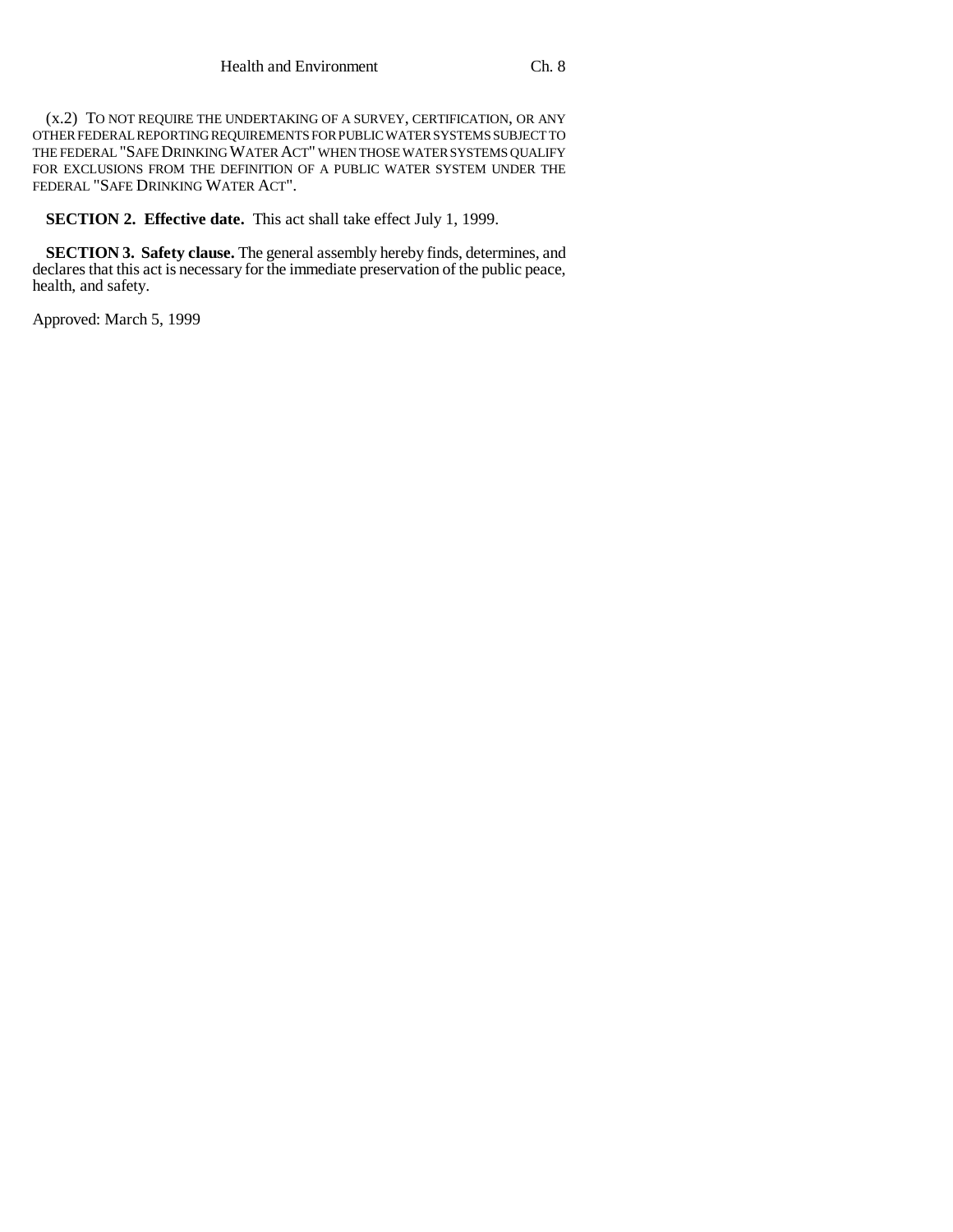(x.2) TO NOT REQUIRE THE UNDERTAKING OF A SURVEY, CERTIFICATION, OR ANY OTHER FEDERAL REPORTING REQUIREMENTS FOR PUBLIC WATER SYSTEMS SUBJECT TO THE FEDERAL "SAFE DRINKING WATER ACT" WHEN THOSE WATER SYSTEMS QUALIFY FOR EXCLUSIONS FROM THE DEFINITION OF A PUBLIC WATER SYSTEM UNDER THE FEDERAL "SAFE DRINKING WATER ACT".

**SECTION 2. Effective date.** This act shall take effect July 1, 1999.

**SECTION 3. Safety clause.** The general assembly hereby finds, determines, and declares that this act is necessary for the immediate preservation of the public peace, health, and safety.

Approved: March 5, 1999